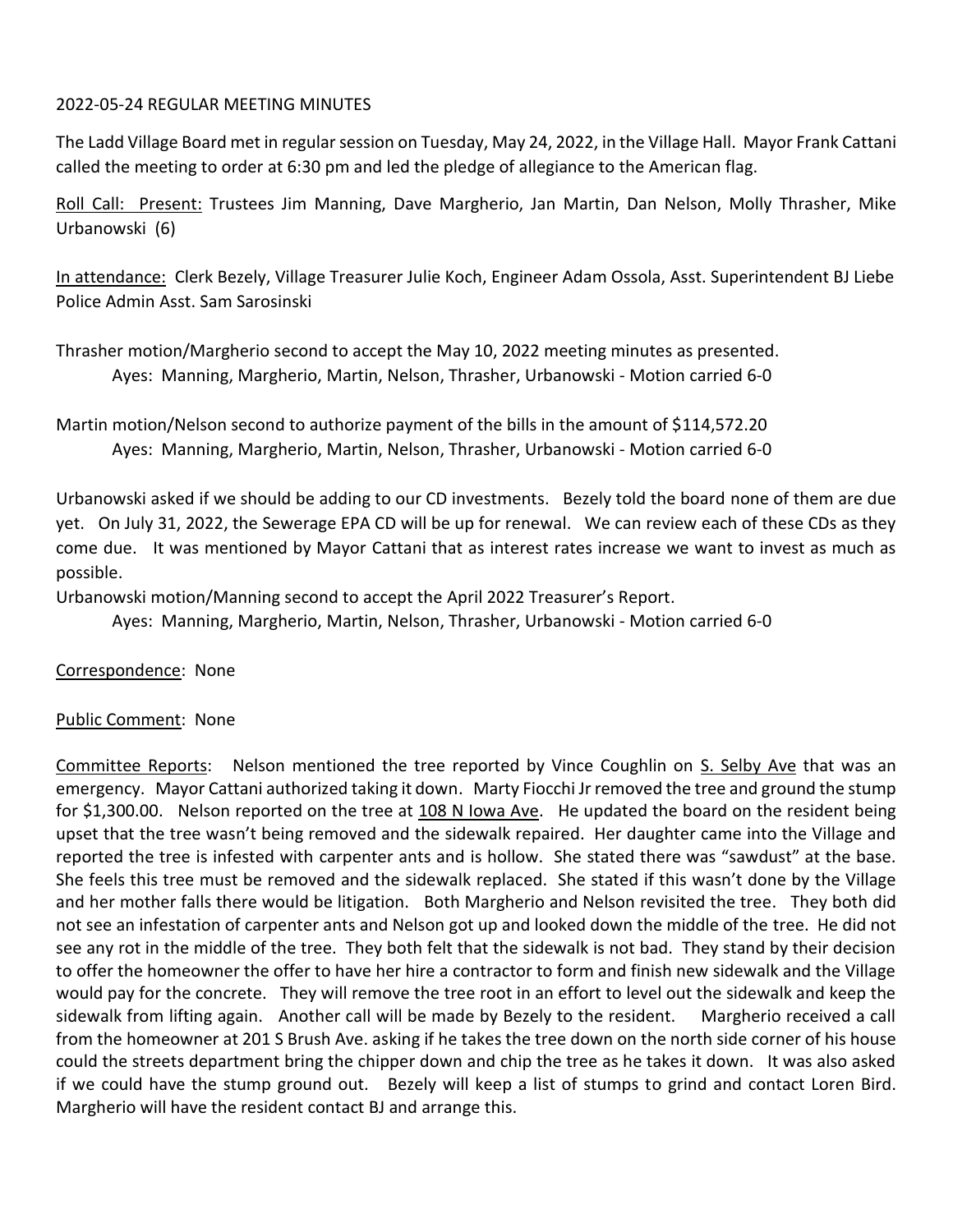2022-05-24 REGULAR MEETING MINUTES

The Ladd Village Board met in regular session on Tuesday, May 24, 2022, in the Village Hall. Mayor Frank Cattani called the meeting to order at 6:30 pm and led the pledge of allegiance to the American flag.

Roll Call: Present: Trustees Jim Manning, Dave Margherio, Jan Martin, Dan Nelson, Molly Thrasher, Mike Urbanowski (6)

In attendance: Clerk Bezely, Village Treasurer Julie Koch, Engineer Adam Ossola, Asst. Superintendent BJ Liebe Police Admin Asst. Sam Sarosinski

Thrasher motion/Margherio second to accept the May 10, 2022 meeting minutes as presented.
Ayes: Manning, Margherio, Martin, Nelson, Thrasher, Urbanowski - Motion carried 6-0

Martin motion/Nelson second to authorize payment of the bills in the amount of $114,572.20
Ayes: Manning, Margherio, Martin, Nelson, Thrasher, Urbanowski - Motion carried 6-0

Urbanowski asked if we should be adding to our CD investments. Bezely told the board none of them are due yet. On July 31, 2022, the Sewerage EPA CD will be up for renewal. We can review each of these CDs as they come due. It was mentioned by Mayor Cattani that as interest rates increase we want to invest as much as possible.
Urbanowski motion/Manning second to accept the April 2022 Treasurer's Report.
Ayes: Manning, Margherio, Martin, Nelson, Thrasher, Urbanowski - Motion carried 6-0

Correspondence: None

Public Comment: None

Committee Reports: Nelson mentioned the tree reported by Vince Coughlin on S. Selby Ave that was an emergency. Mayor Cattani authorized taking it down. Marty Fiocchi Jr removed the tree and ground the stump for $1,300.00. Nelson reported on the tree at 108 N Iowa Ave. He updated the board on the resident being upset that the tree wasn't being removed and the sidewalk repaired. Her daughter came into the Village and reported the tree is infested with carpenter ants and is hollow. She stated there was "sawdust" at the base. She feels this tree must be removed and the sidewalk replaced. She stated if this wasn't done by the Village and her mother falls there would be litigation. Both Margherio and Nelson revisited the tree. They both did not see an infestation of carpenter ants and Nelson got up and looked down the middle of the tree. He did not see any rot in the middle of the tree. They both felt that the sidewalk is not bad. They stand by their decision to offer the homeowner the offer to have her hire a contractor to form and finish new sidewalk and the Village would pay for the concrete. They will remove the tree root in an effort to level out the sidewalk and keep the sidewalk from lifting again. Another call will be made by Bezely to the resident. Margherio received a call from the homeowner at 201 S Brush Ave. asking if he takes the tree down on the north side corner of his house could the streets department bring the chipper down and chip the tree as he takes it down. It was also asked if we could have the stump ground out. Bezely will keep a list of stumps to grind and contact Loren Bird. Margherio will have the resident contact BJ and arrange this.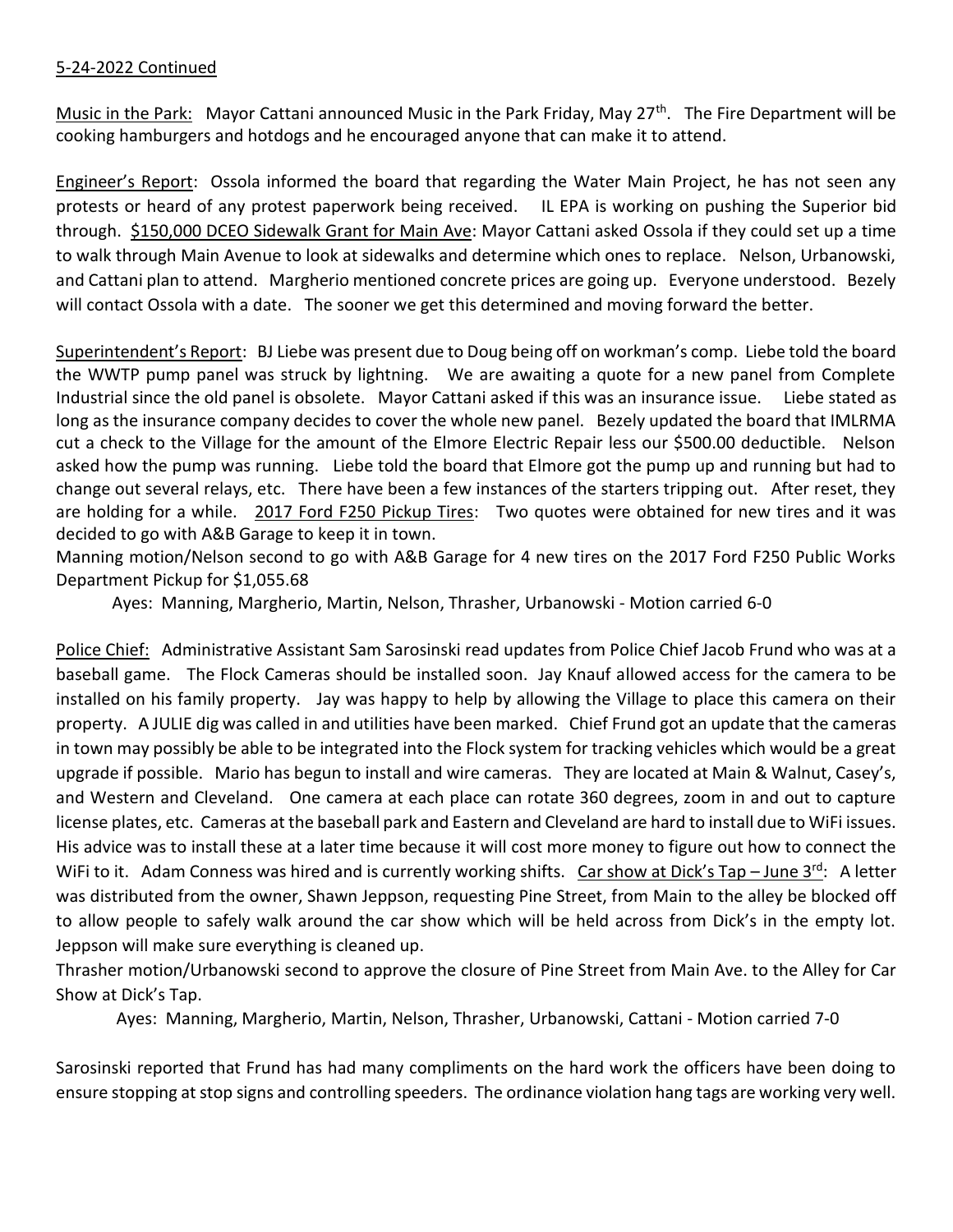5-24-2022 Continued

Music in the Park: Mayor Cattani announced Music in the Park Friday, May 27th. The Fire Department will be cooking hamburgers and hotdogs and he encouraged anyone that can make it to attend.

Engineer's Report: Ossola informed the board that regarding the Water Main Project, he has not seen any protests or heard of any protest paperwork being received. IL EPA is working on pushing the Superior bid through. $150,000 DCEO Sidewalk Grant for Main Ave: Mayor Cattani asked Ossola if they could set up a time to walk through Main Avenue to look at sidewalks and determine which ones to replace. Nelson, Urbanowski, and Cattani plan to attend. Margherio mentioned concrete prices are going up. Everyone understood. Bezely will contact Ossola with a date. The sooner we get this determined and moving forward the better.

Superintendent's Report: BJ Liebe was present due to Doug being off on workman's comp. Liebe told the board the WWTP pump panel was struck by lightning. We are awaiting a quote for a new panel from Complete Industrial since the old panel is obsolete. Mayor Cattani asked if this was an insurance issue. Liebe stated as long as the insurance company decides to cover the whole new panel. Bezely updated the board that IMLRMA cut a check to the Village for the amount of the Elmore Electric Repair less our $500.00 deductible. Nelson asked how the pump was running. Liebe told the board that Elmore got the pump up and running but had to change out several relays, etc. There have been a few instances of the starters tripping out. After reset, they are holding for a while. 2017 Ford F250 Pickup Tires: Two quotes were obtained for new tires and it was decided to go with A&B Garage to keep it in town.

Manning motion/Nelson second to go with A&B Garage for 4 new tires on the 2017 Ford F250 Public Works Department Pickup for $1,055.68

Ayes: Manning, Margherio, Martin, Nelson, Thrasher, Urbanowski - Motion carried 6-0

Police Chief: Administrative Assistant Sam Sarosinski read updates from Police Chief Jacob Frund who was at a baseball game. The Flock Cameras should be installed soon. Jay Knauf allowed access for the camera to be installed on his family property. Jay was happy to help by allowing the Village to place this camera on their property. A JULIE dig was called in and utilities have been marked. Chief Frund got an update that the cameras in town may possibly be able to be integrated into the Flock system for tracking vehicles which would be a great upgrade if possible. Mario has begun to install and wire cameras. They are located at Main & Walnut, Casey's, and Western and Cleveland. One camera at each place can rotate 360 degrees, zoom in and out to capture license plates, etc. Cameras at the baseball park and Eastern and Cleveland are hard to install due to WiFi issues. His advice was to install these at a later time because it will cost more money to figure out how to connect the WiFi to it. Adam Conness was hired and is currently working shifts. Car show at Dick's Tap – June 3rd: A letter was distributed from the owner, Shawn Jeppson, requesting Pine Street, from Main to the alley be blocked off to allow people to safely walk around the car show which will be held across from Dick's in the empty lot. Jeppson will make sure everything is cleaned up.

Thrasher motion/Urbanowski second to approve the closure of Pine Street from Main Ave. to the Alley for Car Show at Dick's Tap.

Ayes: Manning, Margherio, Martin, Nelson, Thrasher, Urbanowski, Cattani - Motion carried 7-0

Sarosinski reported that Frund has had many compliments on the hard work the officers have been doing to ensure stopping at stop signs and controlling speeders. The ordinance violation hang tags are working very well.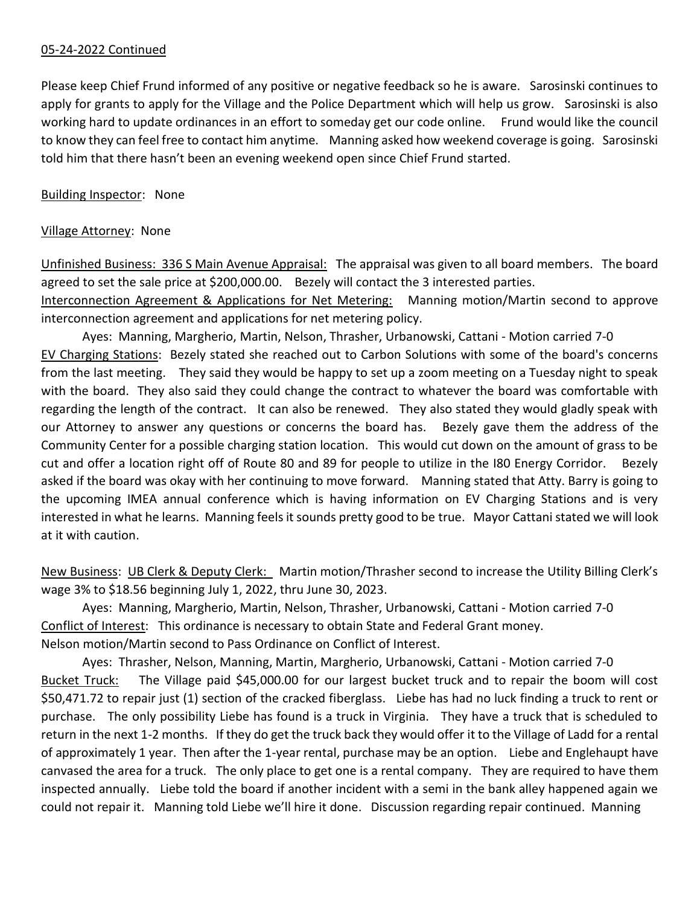<u>05-24-2022 Continued</u>

Please keep Chief Frund informed of any positive or negative feedback so he is aware. Sarosinski continues to apply for grants to apply for the Village and the Police Department which will help us grow. Sarosinski is also working hard to update ordinances in an effort to someday get our code online. Frund would like the council to know they can feel free to contact him anytime. Manning asked how weekend coverage is going. Sarosinski told him that there hasn't been an evening weekend open since Chief Frund started.

<u>Building Inspector</u>: None

<u>Village Attorney</u>: None

<u>Unfinished Business: 336 S Main Avenue Appraisal:</u> The appraisal was given to all board members. The board agreed to set the sale price at $200,000.00. Bezely will contact the 3 interested parties.

<u>Interconnection Agreement & Applications for Net Metering:</u> Manning motion/Martin second to approve interconnection agreement and applications for net metering policy.

Ayes: Manning, Margherio, Martin, Nelson, Thrasher, Urbanowski, Cattani - Motion carried 7-0

<u>EV Charging Stations</u>: Bezely stated she reached out to Carbon Solutions with some of the board's concerns from the last meeting. They said they would be happy to set up a zoom meeting on a Tuesday night to speak with the board. They also said they could change the contract to whatever the board was comfortable with regarding the length of the contract. It can also be renewed. They also stated they would gladly speak with our Attorney to answer any questions or concerns the board has. Bezely gave them the address of the Community Center for a possible charging station location. This would cut down on the amount of grass to be cut and offer a location right off of Route 80 and 89 for people to utilize in the I80 Energy Corridor. Bezely asked if the board was okay with her continuing to move forward. Manning stated that Atty. Barry is going to the upcoming IMEA annual conference which is having information on EV Charging Stations and is very interested in what he learns. Manning feels it sounds pretty good to be true. Mayor Cattani stated we will look at it with caution.

<u>New Business</u>: <u>UB Clerk & Deputy Clerk:</u> Martin motion/Thrasher second to increase the Utility Billing Clerk's wage 3% to $18.56 beginning July 1, 2022, thru June 30, 2023.

Ayes: Manning, Margherio, Martin, Nelson, Thrasher, Urbanowski, Cattani - Motion carried 7-0

<u>Conflict of Interest</u>: This ordinance is necessary to obtain State and Federal Grant money.

Nelson motion/Martin second to Pass Ordinance on Conflict of Interest.

Ayes: Thrasher, Nelson, Manning, Martin, Margherio, Urbanowski, Cattani - Motion carried 7-0

<u>Bucket Truck:</u> The Village paid $45,000.00 for our largest bucket truck and to repair the boom will cost $50,471.72 to repair just (1) section of the cracked fiberglass. Liebe has had no luck finding a truck to rent or purchase. The only possibility Liebe has found is a truck in Virginia. They have a truck that is scheduled to return in the next 1-2 months. If they do get the truck back they would offer it to the Village of Ladd for a rental of approximately 1 year. Then after the 1-year rental, purchase may be an option. Liebe and Englehaupt have canvased the area for a truck. The only place to get one is a rental company. They are required to have them inspected annually. Liebe told the board if another incident with a semi in the bank alley happened again we could not repair it. Manning told Liebe we'll hire it done. Discussion regarding repair continued. Manning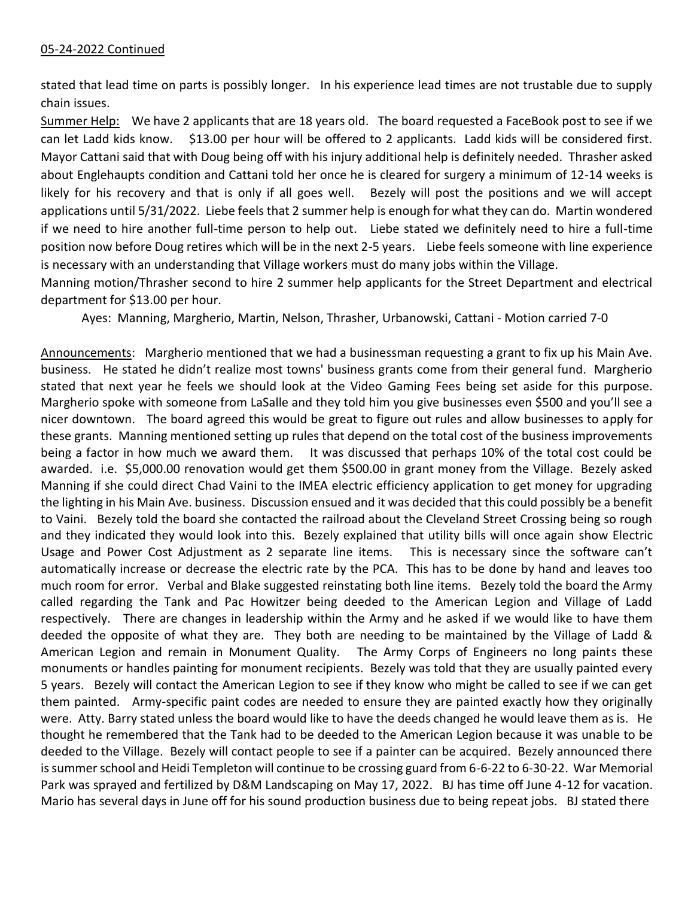05-24-2022 Continued

stated that lead time on parts is possibly longer. In his experience lead times are not trustable due to supply chain issues.

Summer Help: We have 2 applicants that are 18 years old. The board requested a FaceBook post to see if we can let Ladd kids know. $13.00 per hour will be offered to 2 applicants. Ladd kids will be considered first. Mayor Cattani said that with Doug being off with his injury additional help is definitely needed. Thrasher asked about Englehaupts condition and Cattani told her once he is cleared for surgery a minimum of 12-14 weeks is likely for his recovery and that is only if all goes well. Bezely will post the positions and we will accept applications until 5/31/2022. Liebe feels that 2 summer help is enough for what they can do. Martin wondered if we need to hire another full-time person to help out. Liebe stated we definitely need to hire a full-time position now before Doug retires which will be in the next 2-5 years. Liebe feels someone with line experience is necessary with an understanding that Village workers must do many jobs within the Village.

Manning motion/Thrasher second to hire 2 summer help applicants for the Street Department and electrical department for $13.00 per hour.

Ayes: Manning, Margherio, Martin, Nelson, Thrasher, Urbanowski, Cattani - Motion carried 7-0

Announcements: Margherio mentioned that we had a businessman requesting a grant to fix up his Main Ave. business. He stated he didn't realize most towns' business grants come from their general fund. Margherio stated that next year he feels we should look at the Video Gaming Fees being set aside for this purpose. Margherio spoke with someone from LaSalle and they told him you give businesses even $500 and you'll see a nicer downtown. The board agreed this would be great to figure out rules and allow businesses to apply for these grants. Manning mentioned setting up rules that depend on the total cost of the business improvements being a factor in how much we award them. It was discussed that perhaps 10% of the total cost could be awarded. i.e. $5,000.00 renovation would get them $500.00 in grant money from the Village. Bezely asked Manning if she could direct Chad Vaini to the IMEA electric efficiency application to get money for upgrading the lighting in his Main Ave. business. Discussion ensued and it was decided that this could possibly be a benefit to Vaini. Bezely told the board she contacted the railroad about the Cleveland Street Crossing being so rough and they indicated they would look into this. Bezely explained that utility bills will once again show Electric Usage and Power Cost Adjustment as 2 separate line items. This is necessary since the software can't automatically increase or decrease the electric rate by the PCA. This has to be done by hand and leaves too much room for error. Verbal and Blake suggested reinstating both line items. Bezely told the board the Army called regarding the Tank and Pac Howitzer being deeded to the American Legion and Village of Ladd respectively. There are changes in leadership within the Army and he asked if we would like to have them deeded the opposite of what they are. They both are needing to be maintained by the Village of Ladd & American Legion and remain in Monument Quality. The Army Corps of Engineers no long paints these monuments or handles painting for monument recipients. Bezely was told that they are usually painted every 5 years. Bezely will contact the American Legion to see if they know who might be called to see if we can get them painted. Army-specific paint codes are needed to ensure they are painted exactly how they originally were. Atty. Barry stated unless the board would like to have the deeds changed he would leave them as is. He thought he remembered that the Tank had to be deeded to the American Legion because it was unable to be deeded to the Village. Bezely will contact people to see if a painter can be acquired. Bezely announced there is summer school and Heidi Templeton will continue to be crossing guard from 6-6-22 to 6-30-22. War Memorial Park was sprayed and fertilized by D&M Landscaping on May 17, 2022. BJ has time off June 4-12 for vacation. Mario has several days in June off for his sound production business due to being repeat jobs. BJ stated there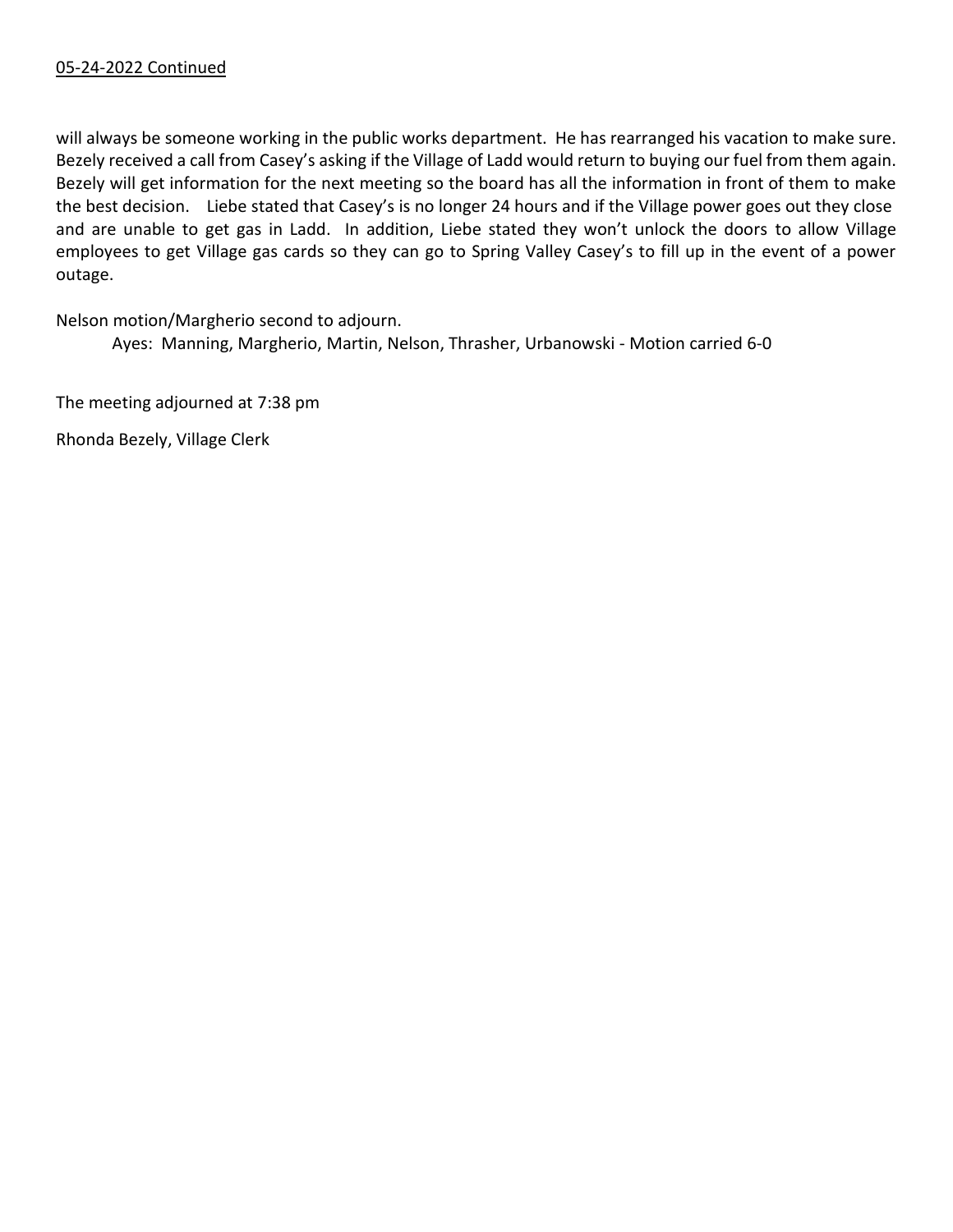05-24-2022 Continued

will always be someone working in the public works department. He has rearranged his vacation to make sure. Bezely received a call from Casey's asking if the Village of Ladd would return to buying our fuel from them again. Bezely will get information for the next meeting so the board has all the information in front of them to make the best decision. Liebe stated that Casey's is no longer 24 hours and if the Village power goes out they close and are unable to get gas in Ladd. In addition, Liebe stated they won't unlock the doors to allow Village employees to get Village gas cards so they can go to Spring Valley Casey's to fill up in the event of a power outage.

Nelson motion/Margherio second to adjourn.

Ayes: Manning, Margherio, Martin, Nelson, Thrasher, Urbanowski - Motion carried 6-0

The meeting adjourned at 7:38 pm

Rhonda Bezely, Village Clerk